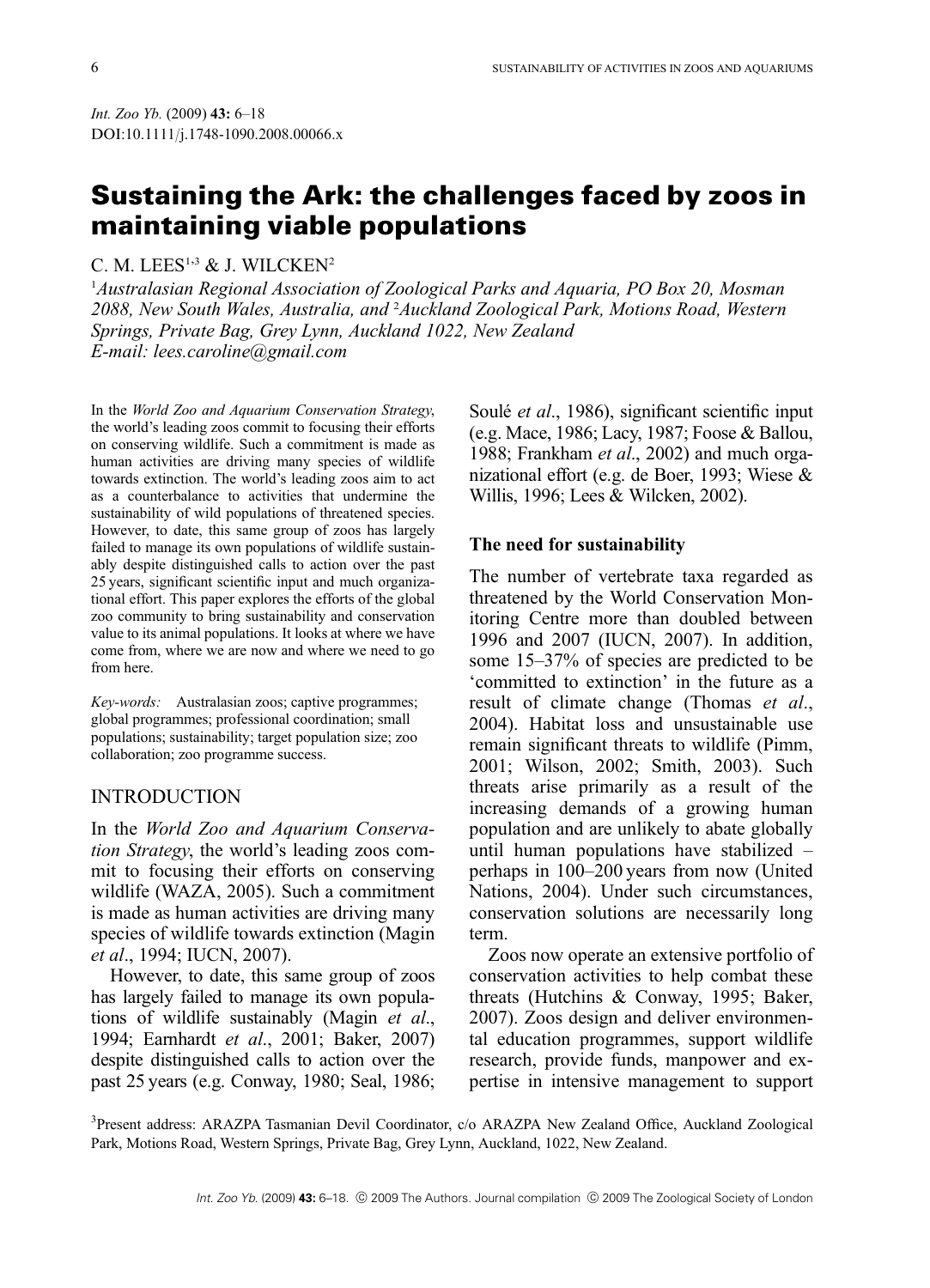*Int. Zoo Yb.* (2009) **43:** 6–18
DOI:10.1111/j.1748-1090.2008.00066.x

# Sustaining the Ark: the challenges faced by zoos in maintaining viable populations

C. M. LEES[1,3] & J. WILCKEN[2]

[1]*Australasian Regional Association of Zoological Parks and Aquaria, PO Box 20, Mosman 2088, New South Wales, Australia, and* [2]*Auckland Zoological Park, Motions Road, Western Springs, Private Bag, Grey Lynn, Auckland 1022, New Zealand*
*E-mail: lees.caroline@gmail.com*

In the *World Zoo and Aquarium Conservation Strategy*, the world's leading zoos commit to focusing their efforts on conserving wildlife. Such a commitment is made as human activities are driving many species of wildlife towards extinction. The world's leading zoos aim to act as a counterbalance to activities that undermine the sustainability of wild populations of threatened species. However, to date, this same group of zoos has largely failed to manage its own populations of wildlife sustainably despite distinguished calls to action over the past 25 years, significant scientific input and much organizational effort. This paper explores the efforts of the global zoo community to bring sustainability and conservation value to its animal populations. It looks at where we have come from, where we are now and where we need to go from here.

*Key-words:* Australasian zoos; captive programmes; global programmes; professional coordination; small populations; sustainability; target population size; zoo collaboration; zoo programme success.

## INTRODUCTION

In the *World Zoo and Aquarium Conservation Strategy*, the world's leading zoos commit to focusing their efforts on conserving wildlife (WAZA, 2005). Such a commitment is made as human activities are driving many species of wildlife towards extinction (Magin *et al*., 1994; IUCN, 2007).

However, to date, this same group of zoos has largely failed to manage its own populations of wildlife sustainably (Magin *et al*., 1994; Earnhardt *et al*., 2001; Baker, 2007) despite distinguished calls to action over the past 25 years (e.g. Conway, 1980; Seal, 1986; Soulé *et al*., 1986), significant scientific input (e.g. Mace, 1986; Lacy, 1987; Foose & Ballou, 1988; Frankham *et al*., 2002) and much organizational effort (e.g. de Boer, 1993; Wiese & Willis, 1996; Lees & Wilcken, 2002).

### The need for sustainability

The number of vertebrate taxa regarded as threatened by the World Conservation Monitoring Centre more than doubled between 1996 and 2007 (IUCN, 2007). In addition, some 15–37% of species are predicted to be 'committed to extinction' in the future as a result of climate change (Thomas *et al*., 2004). Habitat loss and unsustainable use remain significant threats to wildlife (Pimm, 2001; Wilson, 2002; Smith, 2003). Such threats arise primarily as a result of the increasing demands of a growing human population and are unlikely to abate globally until human populations have stabilized – perhaps in 100–200 years from now (United Nations, 2004). Under such circumstances, conservation solutions are necessarily long term.

Zoos now operate an extensive portfolio of conservation activities to help combat these threats (Hutchins & Conway, 1995; Baker, 2007). Zoos design and deliver environmental education programmes, support wildlife research, provide funds, manpower and expertise in intensive management to support

[3]Present address: ARAZPA Tasmanian Devil Coordinator, c/o ARAZPA New Zealand Office, Auckland Zoological Park, Motions Road, Western Springs, Private Bag, Grey Lynn, Auckland, 1022, New Zealand.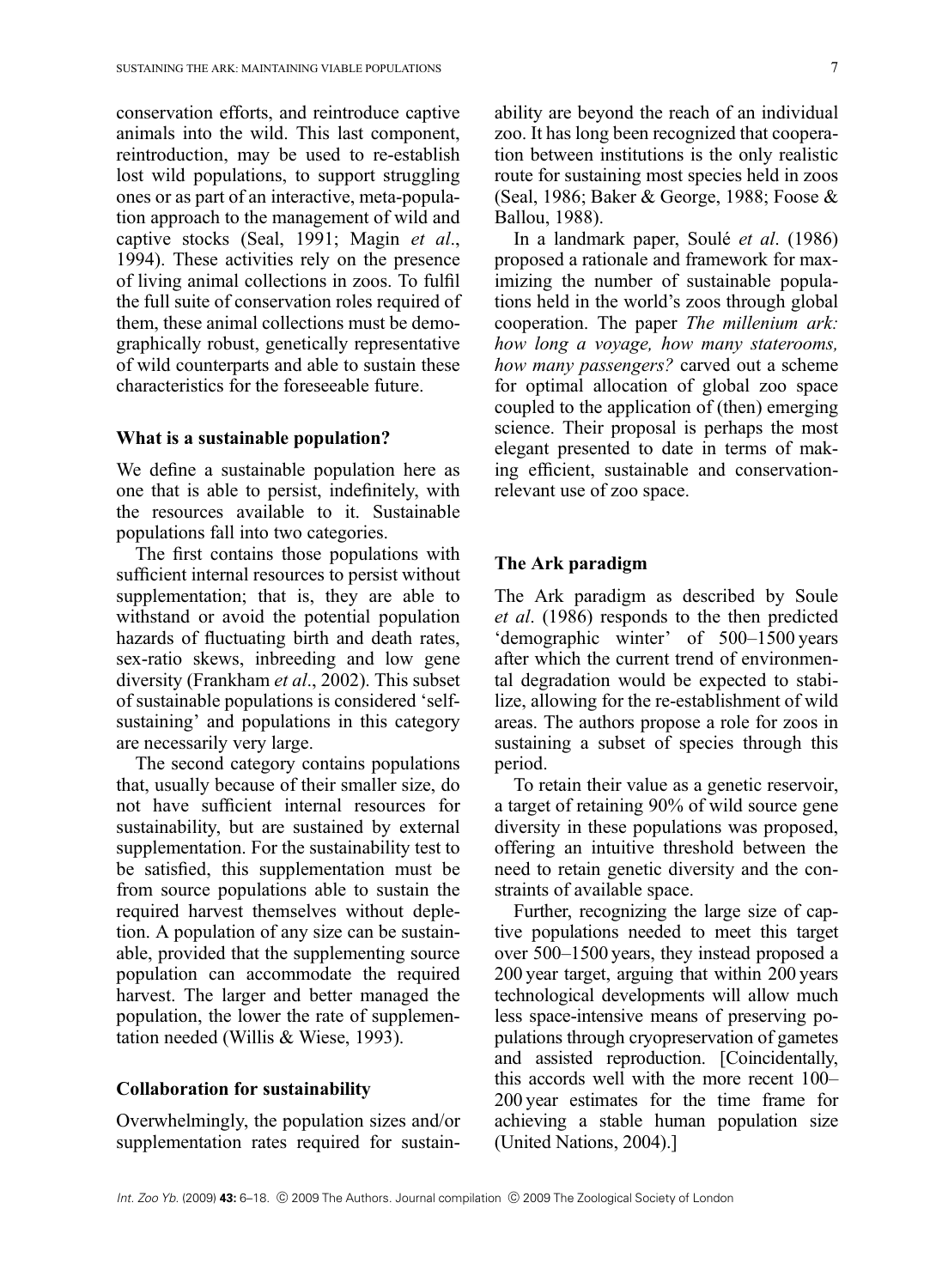conservation efforts, and reintroduce captive animals into the wild. This last component, reintroduction, may be used to re-establish lost wild populations, to support struggling ones or as part of an interactive, meta-population approach to the management of wild and captive stocks (Seal, 1991; Magin *et al*., 1994). These activities rely on the presence of living animal collections in zoos. To fulfil the full suite of conservation roles required of them, these animal collections must be demographically robust, genetically representative of wild counterparts and able to sustain these characteristics for the foreseeable future.

### What is a sustainable population?

We define a sustainable population here as one that is able to persist, indefinitely, with the resources available to it. Sustainable populations fall into two categories.

The first contains those populations with sufficient internal resources to persist without supplementation; that is, they are able to withstand or avoid the potential population hazards of fluctuating birth and death rates, sex-ratio skews, inbreeding and low gene diversity (Frankham *et al*., 2002). This subset of sustainable populations is considered 'self-sustaining' and populations in this category are necessarily very large.

The second category contains populations that, usually because of their smaller size, do not have sufficient internal resources for sustainability, but are sustained by external supplementation. For the sustainability test to be satisfied, this supplementation must be from source populations able to sustain the required harvest themselves without depletion. A population of any size can be sustainable, provided that the supplementing source population can accommodate the required harvest. The larger and better managed the population, the lower the rate of supplementation needed (Willis & Wiese, 1993).

### Collaboration for sustainability

Overwhelmingly, the population sizes and/or supplementation rates required for sustainability are beyond the reach of an individual zoo. It has long been recognized that cooperation between institutions is the only realistic route for sustaining most species held in zoos (Seal, 1986; Baker & George, 1988; Foose & Ballou, 1988).

In a landmark paper, Soulé *et al*. (1986) proposed a rationale and framework for maximizing the number of sustainable populations held in the world's zoos through global cooperation. The paper *The millenium ark: how long a voyage, how many staterooms, how many passengers?* carved out a scheme for optimal allocation of global zoo space coupled to the application of (then) emerging science. Their proposal is perhaps the most elegant presented to date in terms of making efficient, sustainable and conservation-relevant use of zoo space.

### The Ark paradigm

The Ark paradigm as described by Soule *et al*. (1986) responds to the then predicted 'demographic winter' of 500–1500 years after which the current trend of environmental degradation would be expected to stabilize, allowing for the re-establishment of wild areas. The authors propose a role for zoos in sustaining a subset of species through this period.

To retain their value as a genetic reservoir, a target of retaining 90% of wild source gene diversity in these populations was proposed, offering an intuitive threshold between the need to retain genetic diversity and the constraints of available space.

Further, recognizing the large size of captive populations needed to meet this target over 500–1500 years, they instead proposed a 200 year target, arguing that within 200 years technological developments will allow much less space-intensive means of preserving populations through cryopreservation of gametes and assisted reproduction. [Coincidentally, this accords well with the more recent 100–200 year estimates for the time frame for achieving a stable human population size (United Nations, 2004).]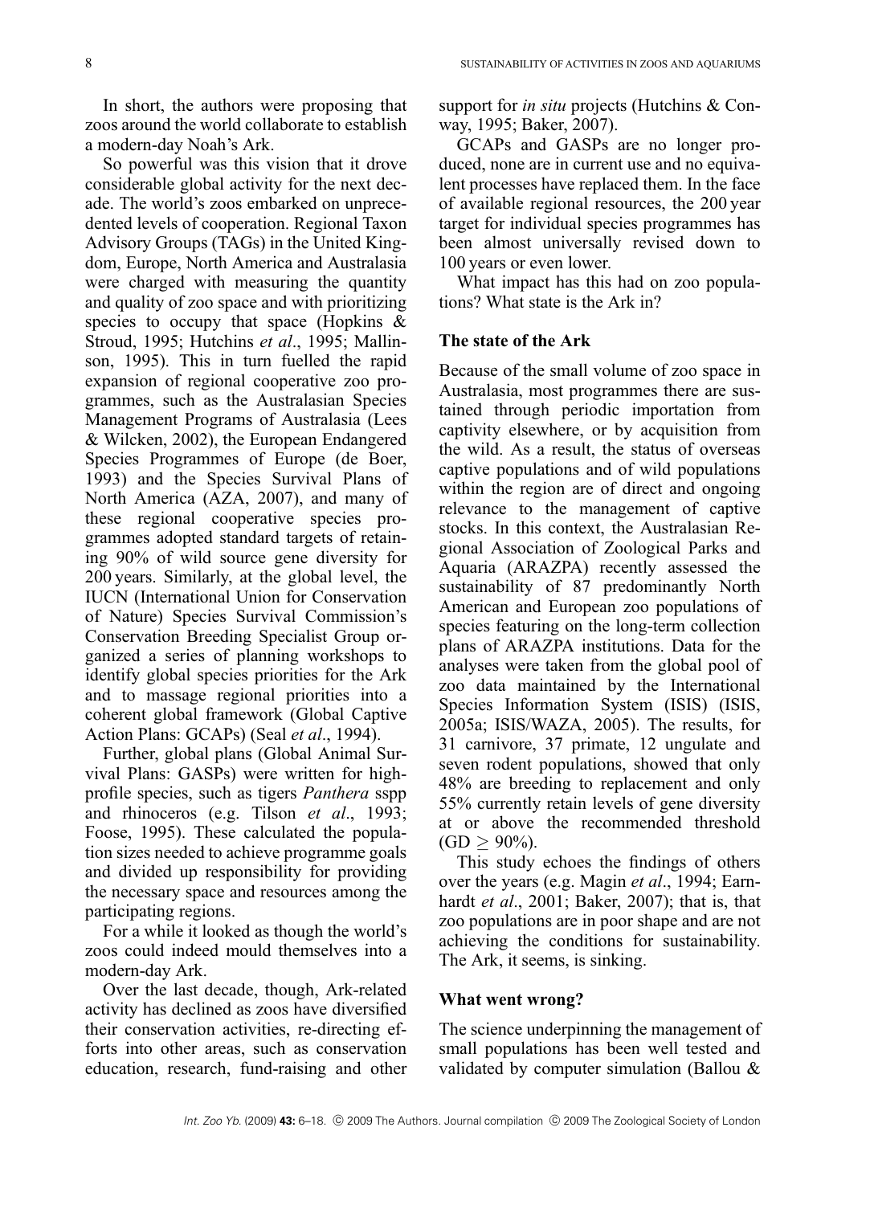In short, the authors were proposing that zoos around the world collaborate to establish a modern-day Noah's Ark.

So powerful was this vision that it drove considerable global activity for the next decade. The world's zoos embarked on unprecedented levels of cooperation. Regional Taxon Advisory Groups (TAGs) in the United Kingdom, Europe, North America and Australasia were charged with measuring the quantity and quality of zoo space and with prioritizing species to occupy that space (Hopkins & Stroud, 1995; Hutchins *et al*., 1995; Mallinson, 1995). This in turn fuelled the rapid expansion of regional cooperative zoo programmes, such as the Australasian Species Management Programs of Australasia (Lees & Wilcken, 2002), the European Endangered Species Programmes of Europe (de Boer, 1993) and the Species Survival Plans of North America (AZA, 2007), and many of these regional cooperative species programmes adopted standard targets of retaining 90% of wild source gene diversity for 200 years. Similarly, at the global level, the IUCN (International Union for Conservation of Nature) Species Survival Commission's Conservation Breeding Specialist Group organized a series of planning workshops to identify global species priorities for the Ark and to massage regional priorities into a coherent global framework (Global Captive Action Plans: GCAPs) (Seal *et al*., 1994).

Further, global plans (Global Animal Survival Plans: GASPs) were written for high-profile species, such as tigers *Panthera* spp and rhinoceros (e.g. Tilson *et al*., 1993; Foose, 1995). These calculated the population sizes needed to achieve programme goals and divided up responsibility for providing the necessary space and resources among the participating regions.

For a while it looked as though the world's zoos could indeed mould themselves into a modern-day Ark.

Over the last decade, though, Ark-related activity has declined as zoos have diversified their conservation activities, re-directing efforts into other areas, such as conservation education, research, fund-raising and other support for *in situ* projects (Hutchins & Conway, 1995; Baker, 2007).

GCAPs and GASPs are no longer produced, none are in current use and no equivalent processes have replaced them. In the face of available regional resources, the 200 year target for individual species programmes has been almost universally revised down to 100 years or even lower.

What impact has this had on zoo populations? What state is the Ark in?

## The state of the Ark

Because of the small volume of zoo space in Australasia, most programmes there are sustained through periodic importation from captivity elsewhere, or by acquisition from the wild. As a result, the status of overseas captive populations and of wild populations within the region are of direct and ongoing relevance to the management of captive stocks. In this context, the Australasian Regional Association of Zoological Parks and Aquaria (ARAZPA) recently assessed the sustainability of 87 predominantly North American and European zoo populations of species featuring on the long-term collection plans of ARAZPA institutions. Data for the analyses were taken from the global pool of zoo data maintained by the International Species Information System (ISIS) (ISIS, 2005a; ISIS/WAZA, 2005). The results, for 31 carnivore, 37 primate, 12 ungulate and seven rodent populations, showed that only 48% are breeding to replacement and only 55% currently retain levels of gene diversity at or above the recommended threshold ($GD \geq 90\%$).

This study echoes the findings of others over the years (e.g. Magin *et al*., 1994; Earnhardt *et al*., 2001; Baker, 2007); that is, that zoo populations are in poor shape and are not achieving the conditions for sustainability. The Ark, it seems, is sinking.

## What went wrong?

The science underpinning the management of small populations has been well tested and validated by computer simulation (Ballou &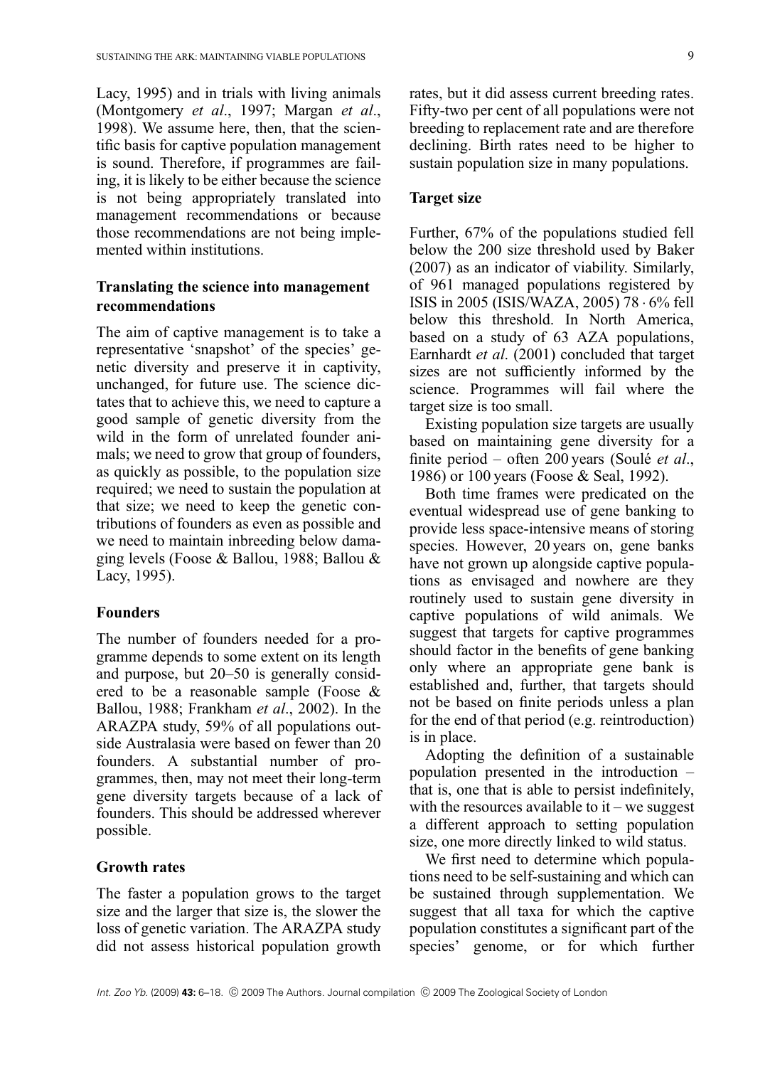Lacy, 1995) and in trials with living animals (Montgomery *et al*., 1997; Margan *et al*., 1998). We assume here, then, that the scientific basis for captive population management is sound. Therefore, if programmes are failing, it is likely to be either because the science is not being appropriately translated into management recommendations or because those recommendations are not being implemented within institutions.

### Translating the science into management recommendations

The aim of captive management is to take a representative 'snapshot' of the species' genetic diversity and preserve it in captivity, unchanged, for future use. The science dictates that to achieve this, we need to capture a good sample of genetic diversity from the wild in the form of unrelated founder animals; we need to grow that group of founders, as quickly as possible, to the population size required; we need to sustain the population at that size; we need to keep the genetic contributions of founders as even as possible and we need to maintain inbreeding below damaging levels (Foose & Ballou, 1988; Ballou & Lacy, 1995).

### Founders

The number of founders needed for a programme depends to some extent on its length and purpose, but 20–50 is generally considered to be a reasonable sample (Foose & Ballou, 1988; Frankham *et al*., 2002). In the ARAZPA study, 59% of all populations outside Australasia were based on fewer than 20 founders. A substantial number of programmes, then, may not meet their long-term gene diversity targets because of a lack of founders. This should be addressed wherever possible.

### Growth rates

The faster a population grows to the target size and the larger that size is, the slower the loss of genetic variation. The ARAZPA study did not assess historical population growth rates, but it did assess current breeding rates. Fifty-two per cent of all populations were not breeding to replacement rate and are therefore declining. Birth rates need to be higher to sustain population size in many populations.

### Target size

Further, 67% of the populations studied fell below the 200 size threshold used by Baker (2007) as an indicator of viability. Similarly, of 961 managed populations registered by ISIS in 2005 (ISIS/WAZA, 2005) 78·6% fell below this threshold. In North America, based on a study of 63 AZA populations, Earnhardt *et al*. (2001) concluded that target sizes are not sufficiently informed by the science. Programmes will fail where the target size is too small.

Existing population size targets are usually based on maintaining gene diversity for a finite period – often 200 years (Soulé *et al*., 1986) or 100 years (Foose & Seal, 1992).

Both time frames were predicated on the eventual widespread use of gene banking to provide less space-intensive means of storing species. However, 20 years on, gene banks have not grown up alongside captive populations as envisaged and nowhere are they routinely used to sustain gene diversity in captive populations of wild animals. We suggest that targets for captive programmes should factor in the benefits of gene banking only where an appropriate gene bank is established and, further, that targets should not be based on finite periods unless a plan for the end of that period (e.g. reintroduction) is in place.

Adopting the definition of a sustainable population presented in the introduction – that is, one that is able to persist indefinitely, with the resources available to it – we suggest a different approach to setting population size, one more directly linked to wild status.

We first need to determine which populations need to be self-sustaining and which can be sustained through supplementation. We suggest that all taxa for which the captive population constitutes a significant part of the species' genome, or for which further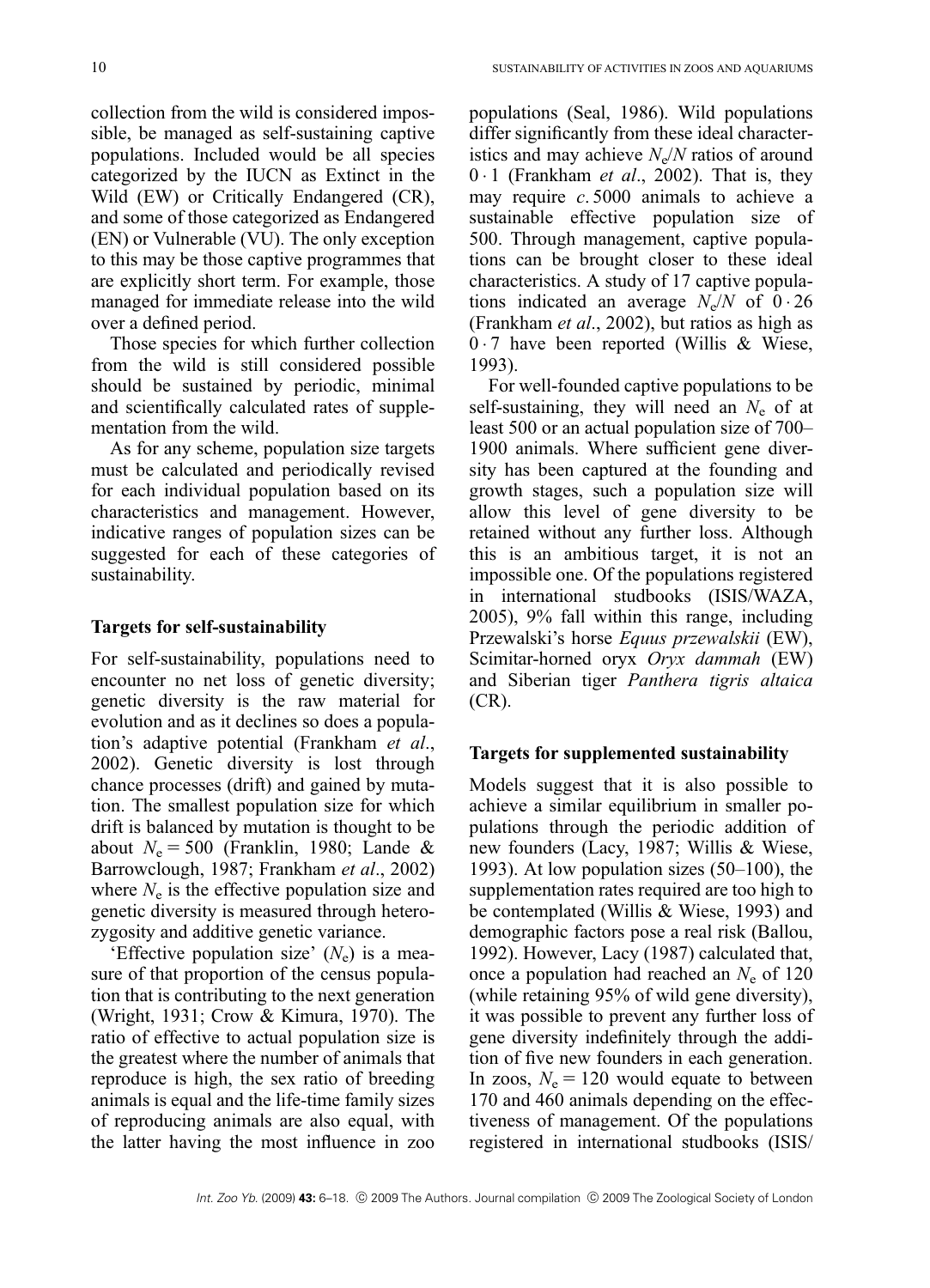collection from the wild is considered impossible, be managed as self-sustaining captive populations. Included would be all species categorized by the IUCN as Extinct in the Wild (EW) or Critically Endangered (CR), and some of those categorized as Endangered (EN) or Vulnerable (VU). The only exception to this may be those captive programmes that are explicitly short term. For example, those managed for immediate release into the wild over a defined period.

Those species for which further collection from the wild is still considered possible should be sustained by periodic, minimal and scientifically calculated rates of supplementation from the wild.

As for any scheme, population size targets must be calculated and periodically revised for each individual population based on its characteristics and management. However, indicative ranges of population sizes can be suggested for each of these categories of sustainability.

## Targets for self-sustainability

For self-sustainability, populations need to encounter no net loss of genetic diversity; genetic diversity is the raw material for evolution and as it declines so does a population's adaptive potential (Frankham *et al*., 2002). Genetic diversity is lost through chance processes (drift) and gained by mutation. The smallest population size for which drift is balanced by mutation is thought to be about $N_e = 500$ (Franklin, 1980; Lande & Barrowclough, 1987; Frankham *et al*., 2002) where $N_e$ is the effective population size and genetic diversity is measured through heterozygosity and additive genetic variance.

'Effective population size' ($N_e$) is a measure of that proportion of the census population that is contributing to the next generation (Wright, 1931; Crow & Kimura, 1970). The ratio of effective to actual population size is the greatest where the number of animals that reproduce is high, the sex ratio of breeding animals is equal and the life-time family sizes of reproducing animals are also equal, with the latter having the most influence in zoo populations (Seal, 1986). Wild populations differ significantly from these ideal characteristics and may achieve $N_e/N$ ratios of around $0 \cdot 1$ (Frankham *et al*., 2002). That is, they may require *c*. 5000 animals to achieve a sustainable effective population size of 500. Through management, captive populations can be brought closer to these ideal characteristics. A study of 17 captive populations indicated an average $N_e/N$ of $0 \cdot 26$ (Frankham *et al*., 2002), but ratios as high as $0 \cdot 7$ have been reported (Willis & Wiese, 1993).

For well-founded captive populations to be self-sustaining, they will need an $N_e$ of at least 500 or an actual population size of 700–1900 animals. Where sufficient gene diversity has been captured at the founding and growth stages, such a population size will allow this level of gene diversity to be retained without any further loss. Although this is an ambitious target, it is not an impossible one. Of the populations registered in international studbooks (ISIS/WAZA, 2005), 9% fall within this range, including Przewalski's horse *Equus przewalskii* (EW), Scimitar-horned oryx *Oryx dammah* (EW) and Siberian tiger *Panthera tigris altaica* (CR).

## Targets for supplemented sustainability

Models suggest that it is also possible to achieve a similar equilibrium in smaller populations through the periodic addition of new founders (Lacy, 1987; Willis & Wiese, 1993). At low population sizes (50–100), the supplementation rates required are too high to be contemplated (Willis & Wiese, 1993) and demographic factors pose a real risk (Ballou, 1992). However, Lacy (1987) calculated that, once a population had reached an $N_e$ of 120 (while retaining 95% of wild gene diversity), it was possible to prevent any further loss of gene diversity indefinitely through the addition of five new founders in each generation. In zoos, $N_e = 120$ would equate to between 170 and 460 animals depending on the effectiveness of management. Of the populations registered in international studbooks (ISIS/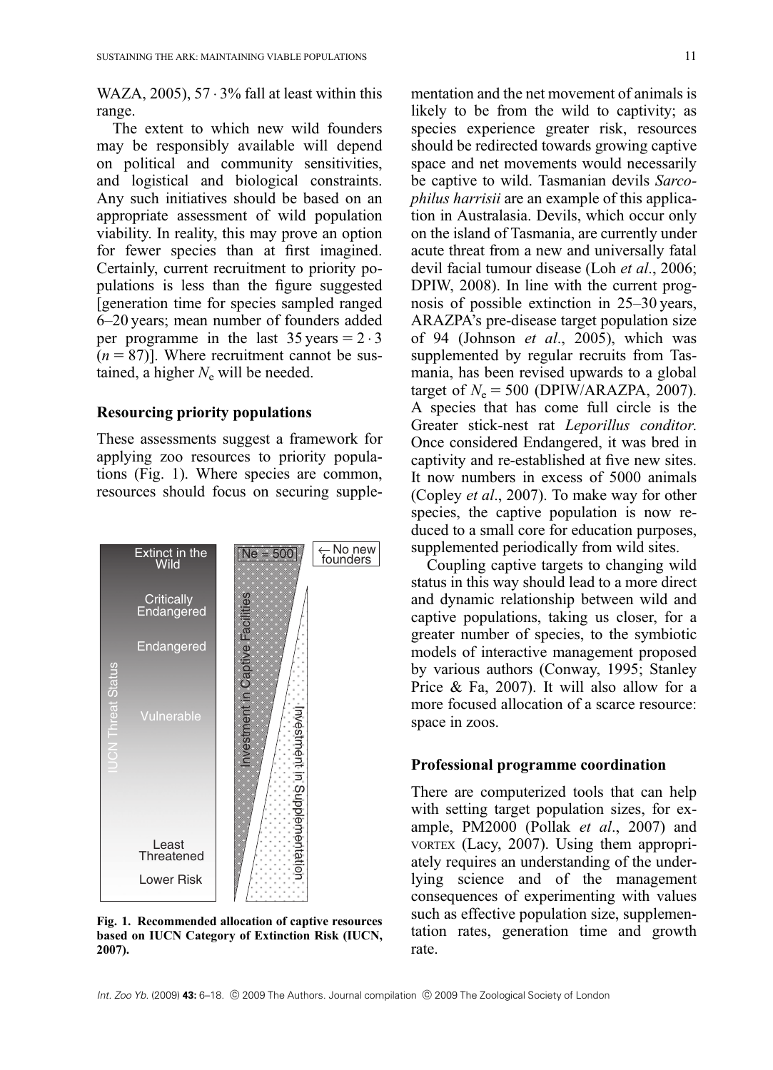WAZA, 2005), 57·3% fall at least within this range.

The extent to which new wild founders may be responsibly available will depend on political and community sensitivities, and logistical and biological constraints. Any such initiatives should be based on an appropriate assessment of wild population viability. In reality, this may prove an option for fewer species than at first imagined. Certainly, current recruitment to priority populations is less than the figure suggested [generation time for species sampled ranged 6–20 years; mean number of founders added per programme in the last 35 years = 2·3 ($n = 87$)]. Where recruitment cannot be sustained, a higher $N_e$ will be needed.

### Resourcing priority populations

These assessments suggest a framework for applying zoo resources to priority populations (Fig. 1). Where species are common, resources should focus on securing supplementation and the net movement of animals is likely to be from the wild to captivity; as species experience greater risk, resources should be redirected towards growing captive space and net movements would necessarily be captive to wild. Tasmanian devils *Sarcophilus harrisii* are an example of this application in Australasia. Devils, which occur only on the island of Tasmania, are currently under acute threat from a new and universally fatal devil facial tumour disease (Loh *et al*., 2006; DPIW, 2008). In line with the current prognosis of possible extinction in 25–30 years, ARAZPA's pre-disease target population size of 94 (Johnson *et al*., 2005), which was supplemented by regular recruits from Tasmania, has been revised upwards to a global target of $N_e = 500$ (DPIW/ARAZPA, 2007). A species that has come full circle is the Greater stick-nest rat *Leporillus conditor.* Once considered Endangered, it was bred in captivity and re-established at five new sites. It now numbers in excess of 5000 animals (Copley *et al*., 2007). To make way for other species, the captive population is now reduced to a small core for education purposes, supplemented periodically from wild sites.

Extinct in the Wild | Critically Endangered | Endangered | Vulnerable | Least Threatened | Lower Risk — IUCN Threat Status; Ne = 500; ← No new founders; Investment in Captive Facilities; Investment in Supplementation

**Fig. 1. Recommended allocation of captive resources based on IUCN Category of Extinction Risk (IUCN, 2007).**

Coupling captive targets to changing wild status in this way should lead to a more direct and dynamic relationship between wild and captive populations, taking us closer, for a greater number of species, to the symbiotic models of interactive management proposed by various authors (Conway, 1995; Stanley Price & Fa, 2007). It will also allow for a more focused allocation of a scarce resource: space in zoos.

### Professional programme coordination

There are computerized tools that can help with setting target population sizes, for example, PM2000 (Pollak *et al*., 2007) and VORTEX (Lacy, 2007). Using them appropriately requires an understanding of the underlying science and of the management consequences of experimenting with values such as effective population size, supplementation rates, generation time and growth rate.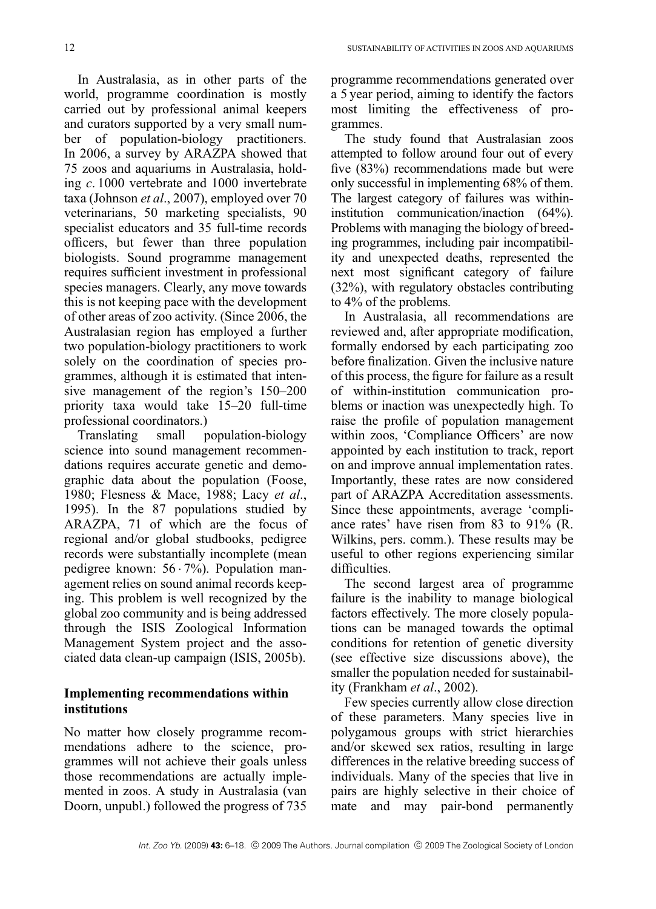In Australasia, as in other parts of the world, programme coordination is mostly carried out by professional animal keepers and curators supported by a very small number of population-biology practitioners. In 2006, a survey by ARAZPA showed that 75 zoos and aquariums in Australasia, holding *c.* 1000 vertebrate and 1000 invertebrate taxa (Johnson *et al.*, 2007), employed over 70 veterinarians, 50 marketing specialists, 90 specialist educators and 35 full-time records officers, but fewer than three population biologists. Sound programme management requires sufficient investment in professional species managers. Clearly, any move towards this is not keeping pace with the development of other areas of zoo activity. (Since 2006, the Australasian region has employed a further two population-biology practitioners to work solely on the coordination of species programmes, although it is estimated that intensive management of the region's 150–200 priority taxa would take 15–20 full-time professional coordinators.)

Translating small population-biology science into sound management recommendations requires accurate genetic and demographic data about the population (Foose, 1980; Flesness & Mace, 1988; Lacy *et al.*, 1995). In the 87 populations studied by ARAZPA, 71 of which are the focus of regional and/or global studbooks, pedigree records were substantially incomplete (mean pedigree known: 56·7%). Population management relies on sound animal records keeping. This problem is well recognized by the global zoo community and is being addressed through the ISIS Zoological Information Management System project and the associated data clean-up campaign (ISIS, 2005b).

## Implementing recommendations within institutions

No matter how closely programme recommendations adhere to the science, programmes will not achieve their goals unless those recommendations are actually implemented in zoos. A study in Australasia (van Doorn, unpubl.) followed the progress of 735 programme recommendations generated over a 5 year period, aiming to identify the factors most limiting the effectiveness of programmes.

The study found that Australasian zoos attempted to follow around four out of every five (83%) recommendations made but were only successful in implementing 68% of them. The largest category of failures was within-institution communication/inaction (64%). Problems with managing the biology of breeding programmes, including pair incompatibility and unexpected deaths, represented the next most significant category of failure (32%), with regulatory obstacles contributing to 4% of the problems.

In Australasia, all recommendations are reviewed and, after appropriate modification, formally endorsed by each participating zoo before finalization. Given the inclusive nature of this process, the figure for failure as a result of within-institution communication problems or inaction was unexpectedly high. To raise the profile of population management within zoos, 'Compliance Officers' are now appointed by each institution to track, report on and improve annual implementation rates. Importantly, these rates are now considered part of ARAZPA Accreditation assessments. Since these appointments, average 'compliance rates' have risen from 83 to 91% (R. Wilkins, pers. comm.). These results may be useful to other regions experiencing similar difficulties.

The second largest area of programme failure is the inability to manage biological factors effectively. The more closely populations can be managed towards the optimal conditions for retention of genetic diversity (see effective size discussions above), the smaller the population needed for sustainability (Frankham *et al.*, 2002).

Few species currently allow close direction of these parameters. Many species live in polygamous groups with strict hierarchies and/or skewed sex ratios, resulting in large differences in the relative breeding success of individuals. Many of the species that live in pairs are highly selective in their choice of mate and may pair-bond permanently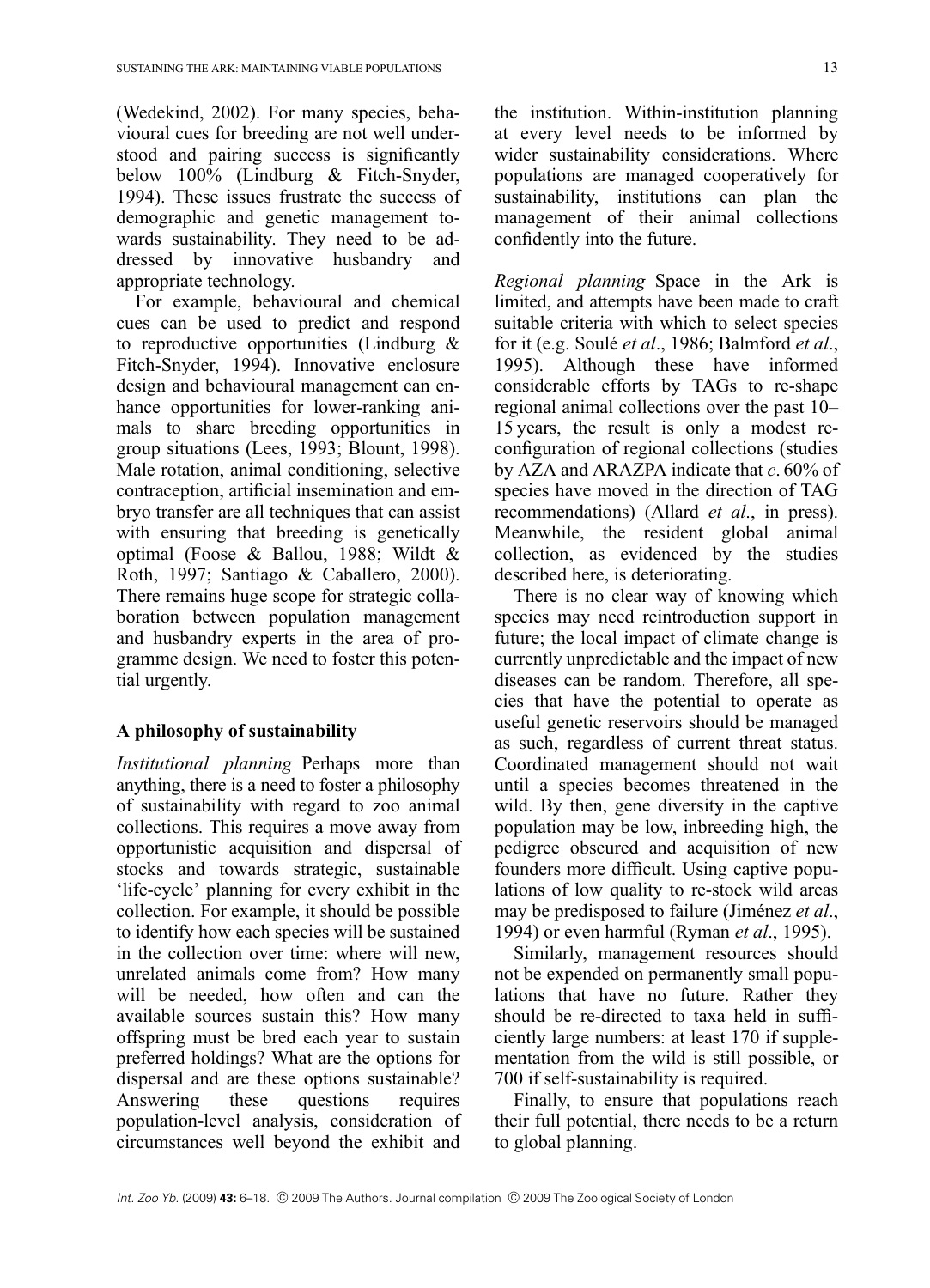(Wedekind, 2002). For many species, behavioural cues for breeding are not well understood and pairing success is significantly below 100% (Lindburg & Fitch-Snyder, 1994). These issues frustrate the success of demographic and genetic management towards sustainability. They need to be addressed by innovative husbandry and appropriate technology.

For example, behavioural and chemical cues can be used to predict and respond to reproductive opportunities (Lindburg & Fitch-Snyder, 1994). Innovative enclosure design and behavioural management can enhance opportunities for lower-ranking animals to share breeding opportunities in group situations (Lees, 1993; Blount, 1998). Male rotation, animal conditioning, selective contraception, artificial insemination and embryo transfer are all techniques that can assist with ensuring that breeding is genetically optimal (Foose & Ballou, 1988; Wildt & Roth, 1997; Santiago & Caballero, 2000). There remains huge scope for strategic collaboration between population management and husbandry experts in the area of programme design. We need to foster this potential urgently.

## A philosophy of sustainability

*Institutional planning* Perhaps more than anything, there is a need to foster a philosophy of sustainability with regard to zoo animal collections. This requires a move away from opportunistic acquisition and dispersal of stocks and towards strategic, sustainable 'life-cycle' planning for every exhibit in the collection. For example, it should be possible to identify how each species will be sustained in the collection over time: where will new, unrelated animals come from? How many will be needed, how often and can the available sources sustain this? How many offspring must be bred each year to sustain preferred holdings? What are the options for dispersal and are these options sustainable? Answering these questions requires population-level analysis, consideration of circumstances well beyond the exhibit and the institution. Within-institution planning at every level needs to be informed by wider sustainability considerations. Where populations are managed cooperatively for sustainability, institutions can plan the management of their animal collections confidently into the future.

*Regional planning* Space in the Ark is limited, and attempts have been made to craft suitable criteria with which to select species for it (e.g. Soulé *et al*., 1986; Balmford *et al*., 1995). Although these have informed considerable efforts by TAGs to re-shape regional animal collections over the past 10–15 years, the result is only a modest re-configuration of regional collections (studies by AZA and ARAZPA indicate that *c*. 60% of species have moved in the direction of TAG recommendations) (Allard *et al*., in press). Meanwhile, the resident global animal collection, as evidenced by the studies described here, is deteriorating.

There is no clear way of knowing which species may need reintroduction support in future; the local impact of climate change is currently unpredictable and the impact of new diseases can be random. Therefore, all species that have the potential to operate as useful genetic reservoirs should be managed as such, regardless of current threat status. Coordinated management should not wait until a species becomes threatened in the wild. By then, gene diversity in the captive population may be low, inbreeding high, the pedigree obscured and acquisition of new founders more difficult. Using captive populations of low quality to re-stock wild areas may be predisposed to failure (Jiménez *et al*., 1994) or even harmful (Ryman *et al*., 1995).

Similarly, management resources should not be expended on permanently small populations that have no future. Rather they should be re-directed to taxa held in sufficiently large numbers: at least 170 if supplementation from the wild is still possible, or 700 if self-sustainability is required.

Finally, to ensure that populations reach their full potential, there needs to be a return to global planning.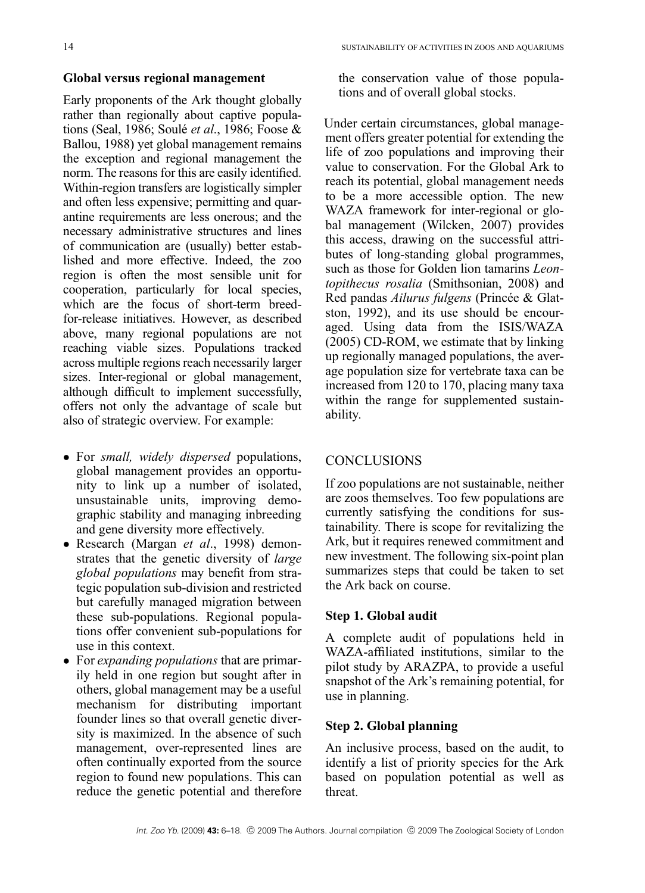### Global versus regional management

Early proponents of the Ark thought globally rather than regionally about captive populations (Seal, 1986; Soulé *et al*., 1986; Foose & Ballou, 1988) yet global management remains the exception and regional management the norm. The reasons for this are easily identified. Within-region transfers are logistically simpler and often less expensive; permitting and quarantine requirements are less onerous; and the necessary administrative structures and lines of communication are (usually) better established and more effective. Indeed, the zoo region is often the most sensible unit for cooperation, particularly for local species, which are the focus of short-term breed-for-release initiatives. However, as described above, many regional populations are not reaching viable sizes. Populations tracked across multiple regions reach necessarily larger sizes. Inter-regional or global management, although difficult to implement successfully, offers not only the advantage of scale but also of strategic overview. For example:

- For *small, widely dispersed* populations, global management provides an opportunity to link up a number of isolated, unsustainable units, improving demographic stability and managing inbreeding and gene diversity more effectively.
- Research (Margan *et al*., 1998) demonstrates that the genetic diversity of *large global populations* may benefit from strategic population sub-division and restricted but carefully managed migration between these sub-populations. Regional populations offer convenient sub-populations for use in this context.
- For *expanding populations* that are primarily held in one region but sought after in others, global management may be a useful mechanism for distributing important founder lines so that overall genetic diversity is maximized. In the absence of such management, over-represented lines are often continually exported from the source region to found new populations. This can reduce the genetic potential and therefore the conservation value of those populations and of overall global stocks.

Under certain circumstances, global management offers greater potential for extending the life of zoo populations and improving their value to conservation. For the Global Ark to reach its potential, global management needs to be a more accessible option. The new WAZA framework for inter-regional or global management (Wilcken, 2007) provides this access, drawing on the successful attributes of long-standing global programmes, such as those for Golden lion tamarins *Leontopithecus rosalia* (Smithsonian, 2008) and Red pandas *Ailurus fulgens* (Princée & Glatston, 1992), and its use should be encouraged. Using data from the ISIS/WAZA (2005) CD-ROM, we estimate that by linking up regionally managed populations, the average population size for vertebrate taxa can be increased from 120 to 170, placing many taxa within the range for supplemented sustainability.

## CONCLUSIONS

If zoo populations are not sustainable, neither are zoos themselves. Too few populations are currently satisfying the conditions for sustainability. There is scope for revitalizing the Ark, but it requires renewed commitment and new investment. The following six-point plan summarizes steps that could be taken to set the Ark back on course.

### Step 1. Global audit

A complete audit of populations held in WAZA-affiliated institutions, similar to the pilot study by ARAZPA, to provide a useful snapshot of the Ark's remaining potential, for use in planning.

### Step 2. Global planning

An inclusive process, based on the audit, to identify a list of priority species for the Ark based on population potential as well as threat.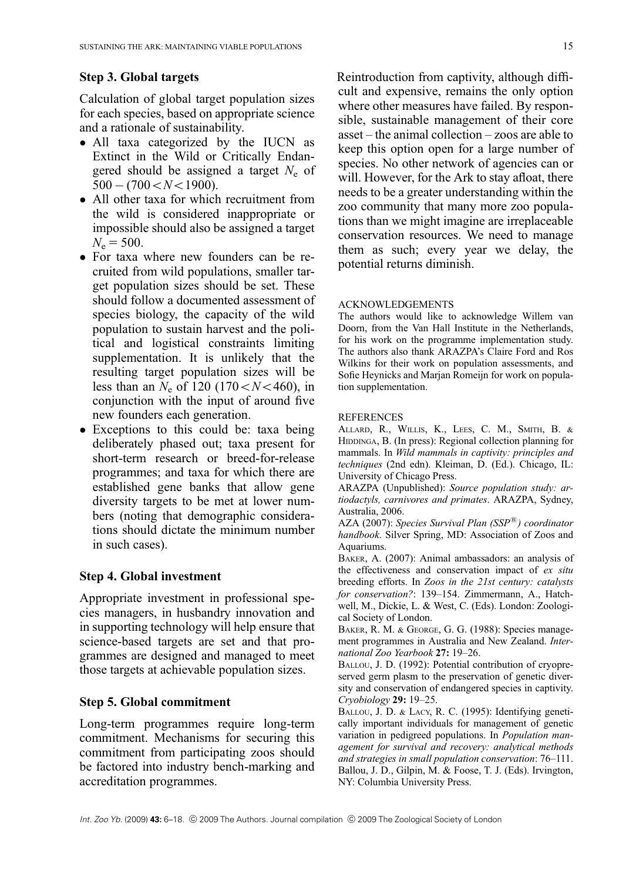### Step 3. Global targets

Calculation of global target population sizes for each species, based on appropriate science and a rationale of sustainability.

- All taxa categorized by the IUCN as Extinct in the Wild or Critically Endangered should be assigned a target $N_e$ of $500-(700<N<1900)$.
- All other taxa for which recruitment from the wild is considered inappropriate or impossible should also be assigned a target $N_e = 500$.
- For taxa where new founders can be recruited from wild populations, smaller target population sizes should be set. These should follow a documented assessment of species biology, the capacity of the wild population to sustain harvest and the political and logistical constraints limiting supplementation. It is unlikely that the resulting target population sizes will be less than an $N_e$ of 120 ($170<N<460$), in conjunction with the input of around five new founders each generation.
- Exceptions to this could be: taxa being deliberately phased out; taxa present for short-term research or breed-for-release programmes; and taxa for which there are established gene banks that allow gene diversity targets to be met at lower numbers (noting that demographic considerations should dictate the minimum number in such cases).

### Step 4. Global investment

Appropriate investment in professional species managers, in husbandry innovation and in supporting technology will help ensure that science-based targets are set and that programmes are designed and managed to meet those targets at achievable population sizes.

### Step 5. Global commitment

Long-term programmes require long-term commitment. Mechanisms for securing this commitment from participating zoos should be factored into industry bench-marking and accreditation programmes.

Reintroduction from captivity, although difficult and expensive, remains the only option where other measures have failed. By responsible, sustainable management of their core asset – the animal collection – zoos are able to keep this option open for a large number of species. No other network of agencies can or will. However, for the Ark to stay afloat, there needs to be a greater understanding within the zoo community that many more zoo populations than we might imagine are irreplaceable conservation resources. We need to manage them as such; every year we delay, the potential returns diminish.

## ACKNOWLEDGEMENTS

The authors would like to acknowledge Willem van Doorn, from the Van Hall Institute in the Netherlands, for his work on the programme implementation study. The authors also thank ARAZPA's Claire Ford and Ros Wilkins for their work on population assessments, and Sofie Heynicks and Marjan Romeijn for work on population supplementation.

## REFERENCES

ALLARD, R., WILLIS, K., LEES, C. M., SMITH, B. & HIDDINGA, B. (In press): Regional collection planning for mammals. In *Wild mammals in captivity: principles and techniques* (2nd edn). Kleiman, D. (Ed.). Chicago, IL: University of Chicago Press.

ARAZPA (Unpublished): *Source population study: artiodactyls, carnivores and primates*. ARAZPA, Sydney, Australia, 2006.

AZA (2007): *Species Survival Plan (SSP®) coordinator handbook*. Silver Spring, MD: Association of Zoos and Aquariums.

BAKER, A. (2007): Animal ambassadors: an analysis of the effectiveness and conservation impact of *ex situ* breeding efforts. In *Zoos in the 21st century: catalysts for conservation?*: 139–154. Zimmermann, A., Hatchwell, M., Dickie, L. & West, C. (Eds). London: Zoological Society of London.

BAKER, R. M. & GEORGE, G. G. (1988): Species management programmes in Australia and New Zealand. *International Zoo Yearbook* **27:** 19–26.

BALLOU, J. D. (1992): Potential contribution of cryopreserved germ plasm to the preservation of genetic diversity and conservation of endangered species in captivity. *Cryobiology* **29:** 19–25.

BALLOU, J. D. & LACY, R. C. (1995): Identifying genetically important individuals for management of genetic variation in pedigreed populations. In *Population management for survival and recovery: analytical methods and strategies in small population conservation*: 76–111. Ballou, J. D., Gilpin, M. & Foose, T. J. (Eds). Irvington, NY: Columbia University Press.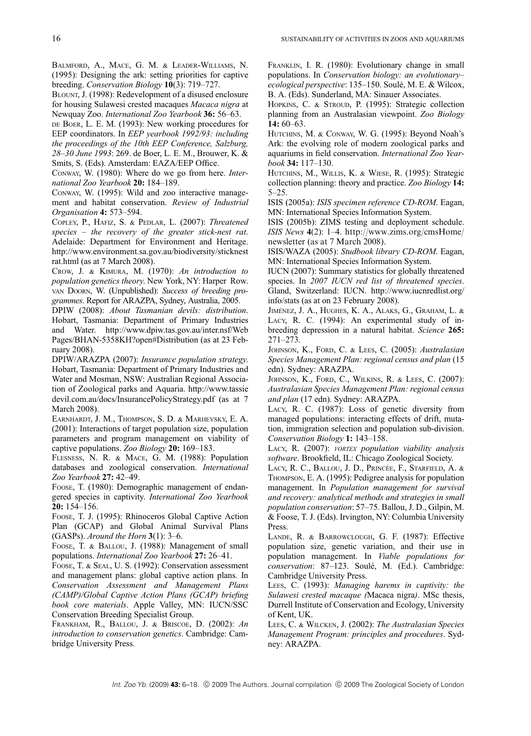Balmford, A., Mace, G. M. & Leader-Williams, N. (1995): Designing the ark: setting priorities for captive breeding. *Conservation Biology* **10**(3): 719–727.

Blount, J. (1998): Redevelopment of a disused enclosure for housing Sulawesi crested macaques *Macaca nigra* at Newquay Zoo. *International Zoo Yearbook* **36:** 56–63.

de Boer, L. E. M. (1993): New working procedures for EEP coordinators. In *EEP yearbook 1992/93: including the proceedings of the 10th EEP Conference, Salzburg, 28–30 June 1993*: 269. de Boer, L. E. M., Brouwer, K. & Smits, S. (Eds). Amsterdam: EAZA/EEP Office.

Conway, W. (1980): Where do we go from here. *International Zoo Yearbook* **20:** 184–189.

Conway, W. (1995): Wild and zoo interactive management and habitat conservation. *Review of Industrial Organisation* **4:** 573–594.

Copley, P., Hafiz, S. & Pedlar, L. (2007): *Threatened species – the recovery of the greater stick-nest rat*. Adelaide: Department for Environment and Heritage. http://www.environment.sa.gov.au/biodiversity/sticknestrat.html (as at 7 March 2008).

Crow, J. & Kimura, M. (1970): *An introduction to population genetics theory*. New York, NY: Harper Row.

van Doorn, W. (Unpublished): *Success of breeding programmes*. Report for ARAZPA, Sydney, Australia, 2005.

DPIW (2008): *About Tasmanian devils: distribution*. Hobart, Tasmania: Department of Primary Industries and Water. http://www.dpiw.tas.gov.au/inter.nsf/WebPages/BHAN-5358KH?open#Distribution (as at 23 February 2008).

DPIW/ARAZPA (2007): *Insurance population strategy*. Hobart, Tasmania: Department of Primary Industries and Water and Mosman, NSW: Australian Regional Association of Zoological parks and Aquaria. http://www.tassiedevil.com.au/docs/InsurancePolicyStrategy.pdf (as at 7 March 2008).

Earnhardt, J. M., Thompson, S. D. & Marhevsky, E. A. (2001): Interactions of target population size, population parameters and program management on viability of captive populations. *Zoo Biology* **20:** 169–183.

Flesness, N. R. & Mace, G. M. (1988): Population databases and zoological conservation. *International Zoo Yearbook* **27:** 42–49.

Foose, T. (1980): Demographic management of endangered species in captivity. *International Zoo Yearbook* **20:** 154–156.

Foose, T. J. (1995): Rhinoceros Global Captive Action Plan (GCAP) and Global Animal Survival Plans (GASPs). *Around the Horn* **3**(1): 3–6.

Foose, T. & Ballou, J. (1988): Management of small populations. *International Zoo Yearbook* **27:** 26–41.

Foose, T. & Seal, U. S. (1992): Conservation assessment and management plans: global captive action plans. In *Conservation Assessment and Management Plans (CAMP)/Global Captive Action Plans (GCAP) briefing book core materials*. Apple Valley, MN: IUCN/SSC Conservation Breeding Specialist Group.

Frankham, R., Ballou, J. & Briscoe, D. (2002): *An introduction to conservation genetics*. Cambridge: Cambridge University Press.

Franklin, I. R. (1980): Evolutionary change in small populations. In *Conservation biology: an evolutionary–ecological perspective*: 135–150. Soulé, M. E. & Wilcox, B. A. (Eds). Sunderland, MA: Sinauer Associates.

Hopkins, C. & Stroud, P. (1995): Strategic collection planning from an Australasian viewpoint. *Zoo Biology* **14:** 60–63.

Hutchins, M. & Conway, W. G. (1995): Beyond Noah's Ark: the evolving role of modern zoological parks and aquariums in field conservation. *International Zoo Yearbook* **34:** 117–130.

Hutchins, M., Willis, K. & Wiese, R. (1995): Strategic collection planning: theory and practice. *Zoo Biology* **14:** 5–25.

ISIS (2005a): *ISIS specimen reference CD-ROM*. Eagan, MN: International Species Information System.

ISIS (2005b): ZIMS testing and deployment schedule. *ISIS News* **4**(2): 1–4. http://www.zims.org/cmsHome/newsletter (as at 7 March 2008).

ISIS/WAZA (2005): *Studbook library CD-ROM*. Eagan, MN: International Species Information System.

IUCN (2007): Summary statistics for globally threatened species. In *2007 IUCN red list of threatened species*. Gland, Switzerland: IUCN. http://www.iucnredlist.org/info/stats (as at on 23 February 2008).

Jiménez, J. A., Hughes, K. A., Alaks, G., Graham, L. & Lacy, R. C. (1994): An experimental study of inbreeding depression in a natural habitat. *Science* **265:** 271–273.

Johnson, K., Ford, C. & Lees, C. (2005): *Australasian Species Management Plan: regional census and plan* (15 edn). Sydney: ARAZPA.

Johnson, K., Ford, C., Wilkins, R. & Lees, C. (2007): *Australasian Species Management Plan: regional census and plan* (17 edn). Sydney: ARAZPA.

Lacy, R. C. (1987): Loss of genetic diversity from managed populations: interacting effects of drift, mutation, immigration selection and population sub-division. *Conservation Biology* **1:** 143–158.

Lacy, R. (2007): *VORTEX population viability analysis software*. Brookfield, IL: Chicago Zoological Society.

Lacy, R. C., Ballou, J. D., Princée, F., Starfield, A. & Thompson, E. A. (1995): Pedigree analysis for population management. In *Population management for survival and recovery: analytical methods and strategies in small population conservation*: 57–75. Ballou, J. D., Gilpin, M. & Foose, T. J. (Eds). Irvington, NY: Columbia University Press.

Lande, R. & Barrowclough, G. F. (1987): Effective population size, genetic variation, and their use in population management. In *Viable populations for conservation*: 87–123. Soulé, M. (Ed.). Cambridge: Cambridge University Press.

Lees, C. (1993): *Managing harems in captivity: the Sulawesi crested macaque (*Macaca nigra*)*. MSc thesis, Durrell Institute of Conservation and Ecology, University of Kent, UK.

Lees, C. & Wilcken, J. (2002): *The Australasian Species Management Program: principles and procedures*. Sydney: ARAZPA.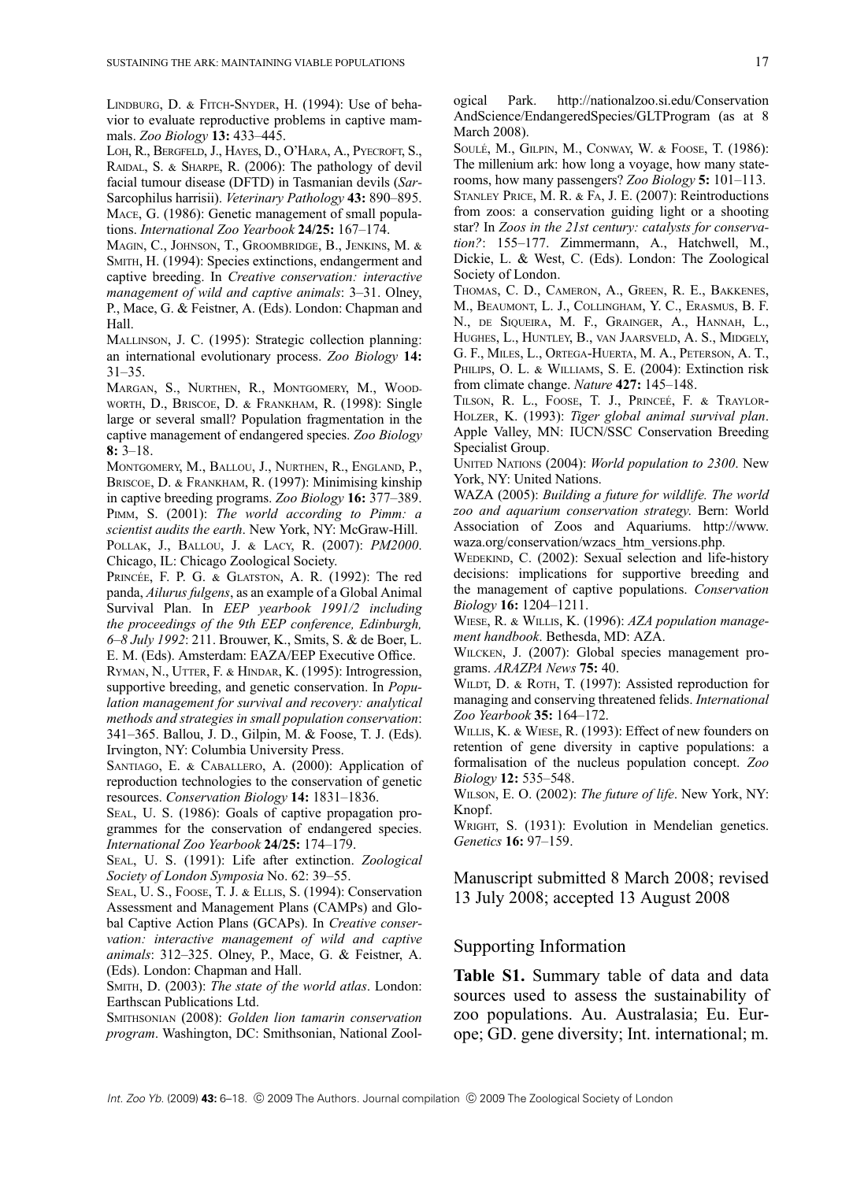LINDBURG, D. & FITCH-SNYDER, H. (1994): Use of behavior to evaluate reproductive problems in captive mammals. *Zoo Biology* **13:** 433–445.

LOH, R., BERGFELD, J., HAYES, D., O'HARA, A., PYECROFT, S., RAIDAL, S. & SHARPE, R. (2006): The pathology of devil facial tumour disease (DFTD) in Tasmanian devils (*Sarcophilus harrisii*). *Veterinary Pathology* **43:** 890–895.

MACE, G. (1986): Genetic management of small populations. *International Zoo Yearbook* **24/25:** 167–174.

MAGIN, C., JOHNSON, T., GROOMBRIDGE, B., JENKINS, M. & SMITH, H. (1994): Species extinctions, endangerment and captive breeding. In *Creative conservation: interactive management of wild and captive animals*: 3–31. Olney, P., Mace, G. & Feistner, A. (Eds). London: Chapman and Hall.

MALLINSON, J. C. (1995): Strategic collection planning: an international evolutionary process. *Zoo Biology* **14:** 31–35.

MARGAN, S., NURTHEN, R., MONTGOMERY, M., WOODWORTH, D., BRISCOE, D. & FRANKHAM, R. (1998): Single large or several small? Population fragmentation in the captive management of endangered species. *Zoo Biology* **8:** 3–18.

MONTGOMERY, M., BALLOU, J., NURTHEN, R., ENGLAND, P., BRISCOE, D. & FRANKHAM, R. (1997): Minimising kinship in captive breeding programs. *Zoo Biology* **16:** 377–389.

PIMM, S. (2001): *The world according to Pimm: a scientist audits the earth*. New York, NY: McGraw-Hill.

POLLAK, J., BALLOU, J. & LACY, R. (2007): *PM2000*. Chicago, IL: Chicago Zoological Society.

PRINCÉE, F. P. G. & GLATSTON, A. R. (1992): The red panda, *Ailurus fulgens*, as an example of a Global Animal Survival Plan. In *EEP yearbook 1991/2 including the proceedings of the 9th EEP conference, Edinburgh, 6–8 July 1992*: 211. Brouwer, K., Smits, S. & de Boer, L. E. M. (Eds). Amsterdam: EAZA/EEP Executive Office.

RYMAN, N., UTTER, F. & HINDAR, K. (1995): Introgression, supportive breeding, and genetic conservation. In *Population management for survival and recovery: analytical methods and strategies in small population conservation*: 341–365. Ballou, J. D., Gilpin, M. & Foose, T. J. (Eds). Irvington, NY: Columbia University Press.

SANTIAGO, E. & CABALLERO, A. (2000): Application of reproduction technologies to the conservation of genetic resources. *Conservation Biology* **14:** 1831–1836.

SEAL, U. S. (1986): Goals of captive propagation programmes for the conservation of endangered species. *International Zoo Yearbook* **24/25:** 174–179.

SEAL, U. S. (1991): Life after extinction. *Zoological Society of London Symposia* No. 62: 39–55.

SEAL, U. S., FOOSE, T. J. & ELLIS, S. (1994): Conservation Assessment and Management Plans (CAMPs) and Global Captive Action Plans (GCAPs). In *Creative conservation: interactive management of wild and captive animals*: 312–325. Olney, P., Mace, G. & Feistner, A. (Eds). London: Chapman and Hall.

SMITH, D. (2003): *The state of the world atlas*. London: Earthscan Publications Ltd.

SMITHSONIAN (2008): *Golden lion tamarin conservation program*. Washington, DC: Smithsonian, National Zoological Park. http://nationalzoo.si.edu/ConservationAndScience/EndangeredSpecies/GLTProgram (as at 8 March 2008).

SOULÉ, M., GILPIN, M., CONWAY, W. & FOOSE, T. (1986): The millenium ark: how long a voyage, how many staterooms, how many passengers? *Zoo Biology* **5:** 101–113.

STANLEY PRICE, M. R. & FA, J. E. (2007): Reintroductions from zoos: a conservation guiding light or a shooting star? In *Zoos in the 21st century: catalysts for conservation?*: 155–177. Zimmermann, A., Hatchwell, M., Dickie, L. & West, C. (Eds). London: The Zoological Society of London.

THOMAS, C. D., CAMERON, A., GREEN, R. E., BAKKENES, M., BEAUMONT, L. J., COLLINGHAM, Y. C., ERASMUS, B. F. N., DE SIQUEIRA, M. F., GRAINGER, A., HANNAH, L., HUGHES, L., HUNTLEY, B., VAN JAARSVELD, A. S., MIDGELY, G. F., MILES, L., ORTEGA-HUERTA, M. A., PETERSON, A. T., PHILIPS, O. L. & WILLIAMS, S. E. (2004): Extinction risk from climate change. *Nature* **427:** 145–148.

TILSON, R. L., FOOSE, T. J., PRINCEÉ, F. & TRAYLOR-HOLZER, K. (1993): *Tiger global animal survival plan*. Apple Valley, MN: IUCN/SSC Conservation Breeding Specialist Group.

UNITED NATIONS (2004): *World population to 2300*. New York, NY: United Nations.

WAZA (2005): *Building a future for wildlife. The world zoo and aquarium conservation strategy.* Bern: World Association of Zoos and Aquariums. http://www.waza.org/conservation/wzacs_htm_versions.php.

WEDEKIND, C. (2002): Sexual selection and life-history decisions: implications for supportive breeding and the management of captive populations. *Conservation Biology* **16:** 1204–1211.

WIESE, R. & WILLIS, K. (1996): *AZA population management handbook*. Bethesda, MD: AZA.

WILCKEN, J. (2007): Global species management programs. *ARAZPA News* **75:** 40.

WILDT, D. & ROTH, T. (1997): Assisted reproduction for managing and conserving threatened felids. *International Zoo Yearbook* **35:** 164–172.

WILLIS, K. & WIESE, R. (1993): Effect of new founders on retention of gene diversity in captive populations: a formalisation of the nucleus population concept. *Zoo Biology* **12:** 535–548.

WILSON, E. O. (2002): *The future of life*. New York, NY: Knopf.

WRIGHT, S. (1931): Evolution in Mendelian genetics. *Genetics* **16:** 97–159.

Manuscript submitted 8 March 2008; revised 13 July 2008; accepted 13 August 2008

## Supporting Information

**Table S1.** Summary table of data and data sources used to assess the sustainability of zoo populations. Au. Australasia; Eu. Europe; GD. gene diversity; Int. international; m.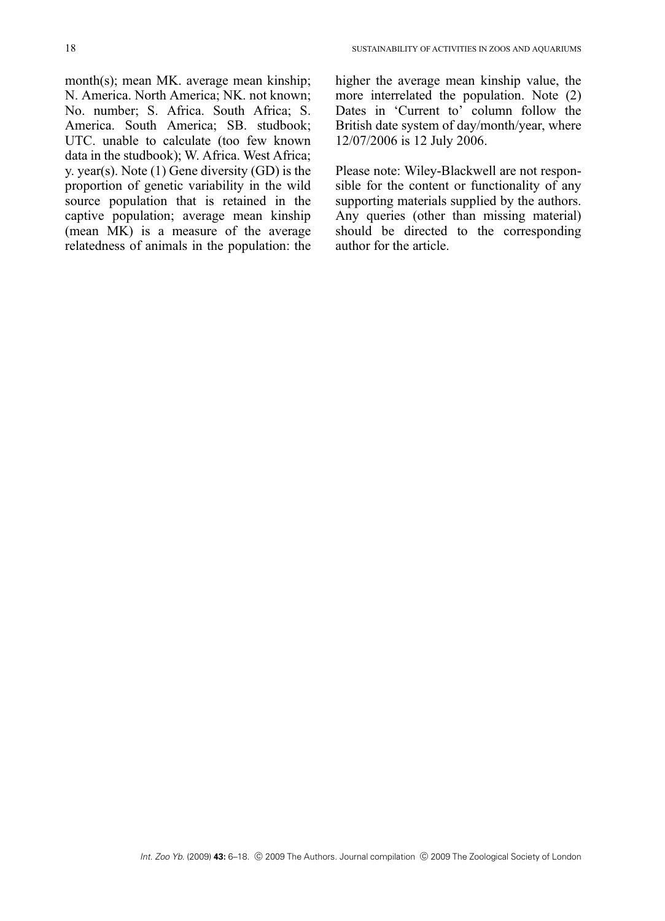month(s); mean MK. average mean kinship; N. America. North America; NK. not known; No. number; S. Africa. South Africa; S. America. South America; SB. studbook; UTC. unable to calculate (too few known data in the studbook); W. Africa. West Africa; y. year(s). Note (1) Gene diversity (GD) is the proportion of genetic variability in the wild source population that is retained in the captive population; average mean kinship (mean MK) is a measure of the average relatedness of animals in the population: the higher the average mean kinship value, the more interrelated the population. Note (2) Dates in 'Current to' column follow the British date system of day/month/year, where 12/07/2006 is 12 July 2006.

Please note: Wiley-Blackwell are not responsible for the content or functionality of any supporting materials supplied by the authors. Any queries (other than missing material) should be directed to the corresponding author for the article.